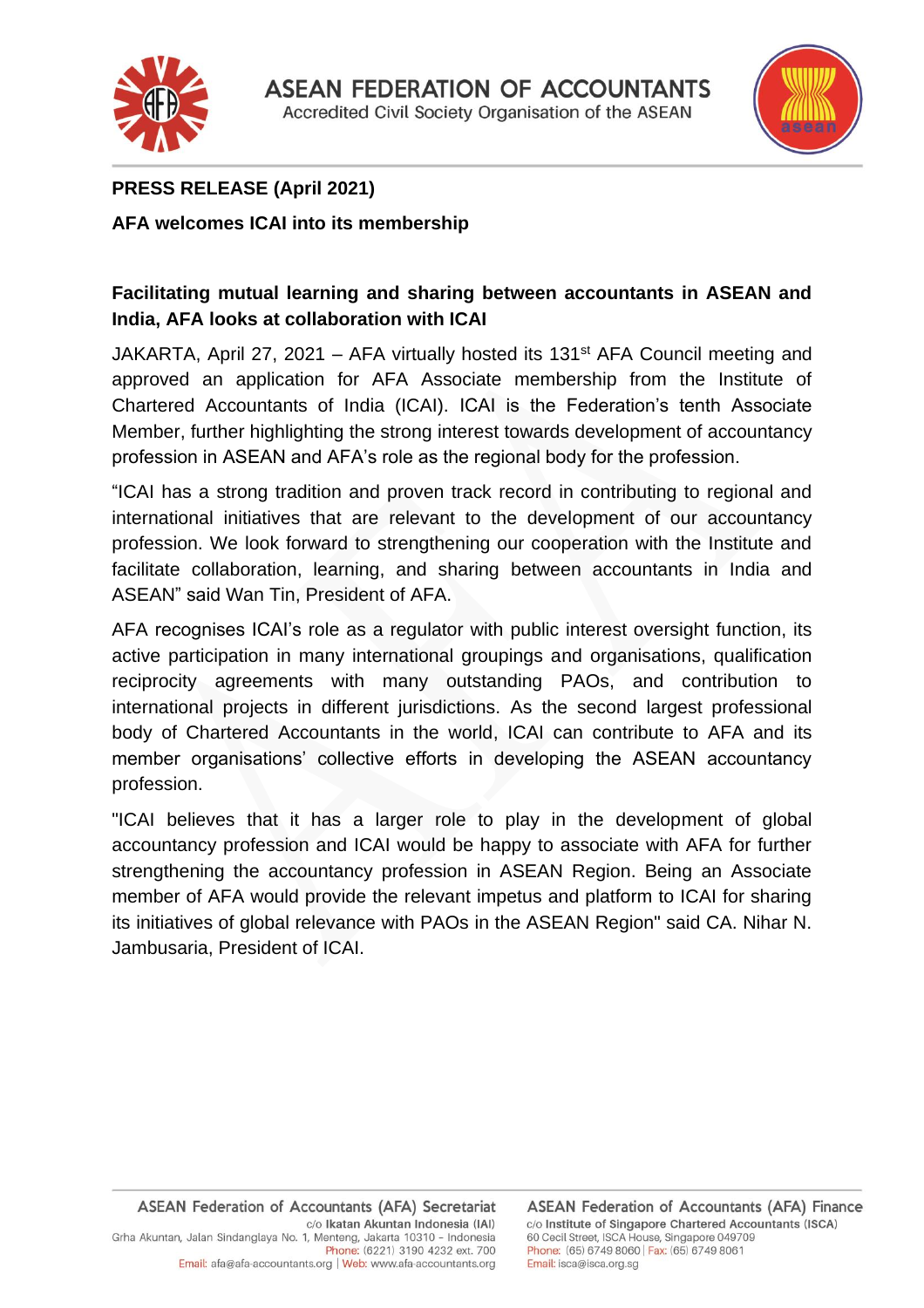# ASEAN FEDERATION OF ACCOUNTANTS

Accredited Civil Society Organisation of the ASEAN

**PRESS RELEASE (April 2021)**

**AFA welcomes ICAI into its membership**

## Facilitating mutual learning and sharing between accountants in ASEAN and India, AFA looks at collaboration with ICAI

JAKARTA, April 27, 2021 – AFA virtually hosted its 131st AFA Council meeting and approved an application for AFA Associate membership from the Institute of Chartered Accountants of India (ICAI). ICAI is the Federation's tenth Associate Member, further highlighting the strong interest towards development of accountancy profession in ASEAN and AFA's role as the regional body for the profession.

"ICAI has a strong tradition and proven track record in contributing to regional and international initiatives that are relevant to the development of our accountancy profession. We look forward to strengthening our cooperation with the Institute and facilitate collaboration, learning, and sharing between accountants in India and ASEAN" said Wan Tin, President of AFA.

AFA recognises ICAI's role as a regulator with public interest oversight function, its active participation in many international groupings and organisations, qualification reciprocity agreements with many outstanding PAOs, and contribution to international projects in different jurisdictions. As the second largest professional body of Chartered Accountants in the world, ICAI can contribute to AFA and its member organisations' collective efforts in developing the ASEAN accountancy profession.

"ICAI believes that it has a larger role to play in the development of global accountancy profession and ICAI would be happy to associate with AFA for further strengthening the accountancy profession in ASEAN Region. Being an Associate member of AFA would provide the relevant impetus and platform to ICAI for sharing its initiatives of global relevance with PAOs in the ASEAN Region" said CA. Nihar N. Jambusaria, President of ICAI.

ASEAN Federation of Accountants (AFA) Secretariat
c/o Ikatan Akuntan Indonesia (IAI)
Grha Akuntan, Jalan Sindanglaya No. 1, Menteng, Jakarta 10310 - Indonesia
Phone: (6221) 3190 4232 ext. 700
Email: afa@afa-accountants.org | Web: www.afa-accountants.org

ASEAN Federation of Accountants (AFA) Finance
c/o Institute of Singapore Chartered Accountants (ISCA)
60 Cecil Street, ISCA House, Singapore 049709
Phone: (65) 6749 8060 | Fax: (65) 6749 8061
Email: isca@isca.org.sg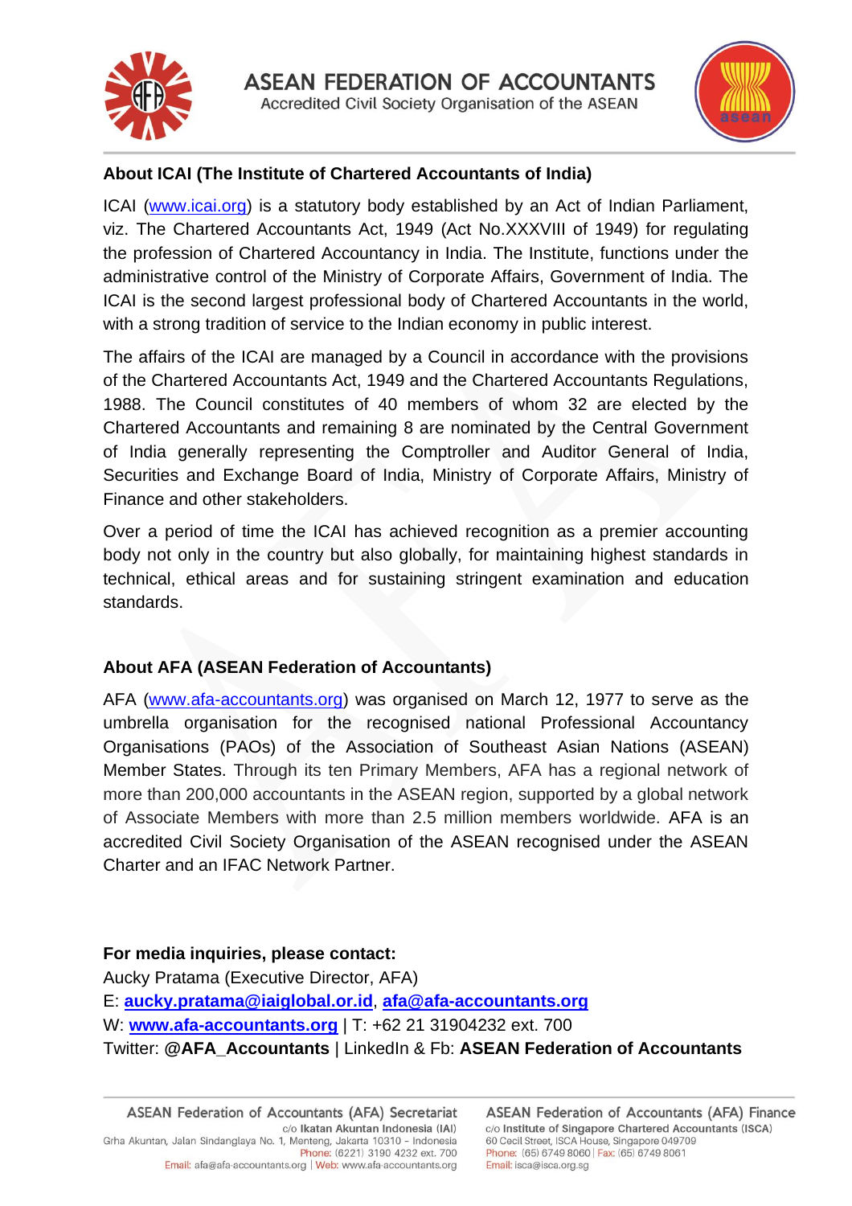## About ICAI (The Institute of Chartered Accountants of India)

ICAI (www.icai.org) is a statutory body established by an Act of Indian Parliament, viz. The Chartered Accountants Act, 1949 (Act No.XXXVIII of 1949) for regulating the profession of Chartered Accountancy in India. The Institute, functions under the administrative control of the Ministry of Corporate Affairs, Government of India. The ICAI is the second largest professional body of Chartered Accountants in the world, with a strong tradition of service to the Indian economy in public interest.

The affairs of the ICAI are managed by a Council in accordance with the provisions of the Chartered Accountants Act, 1949 and the Chartered Accountants Regulations, 1988. The Council constitutes of 40 members of whom 32 are elected by the Chartered Accountants and remaining 8 are nominated by the Central Government of India generally representing the Comptroller and Auditor General of India, Securities and Exchange Board of India, Ministry of Corporate Affairs, Ministry of Finance and other stakeholders.

Over a period of time the ICAI has achieved recognition as a premier accounting body not only in the country but also globally, for maintaining highest standards in technical, ethical areas and for sustaining stringent examination and education standards.

## About AFA (ASEAN Federation of Accountants)

AFA (www.afa-accountants.org) was organised on March 12, 1977 to serve as the umbrella organisation for the recognised national Professional Accountancy Organisations (PAOs) of the Association of Southeast Asian Nations (ASEAN) Member States. Through its ten Primary Members, AFA has a regional network of more than 200,000 accountants in the ASEAN region, supported by a global network of Associate Members with more than 2.5 million members worldwide. AFA is an accredited Civil Society Organisation of the ASEAN recognised under the ASEAN Charter and an IFAC Network Partner.

**For media inquiries, please contact:**
Aucky Pratama (Executive Director, AFA)
E: **aucky.pratama@iaiglobal.or.id**, **afa@afa-accountants.org**
W: **www.afa-accountants.org** | T: +62 21 31904232 ext. 700
Twitter: **@AFA_Accountants** | LinkedIn & Fb: **ASEAN Federation of Accountants**

ASEAN Federation of Accountants (AFA) Secretariat
c/o **Ikatan Akuntan Indonesia (IAI)**
Grha Akuntan, Jalan Sindanglaya No. 1, Menteng, Jakarta 10310 - Indonesia
Phone: (6221) 3190 4232 ext. 700
Email: afa@afa-accountants.org | Web: www.afa-accountants.org

ASEAN Federation of Accountants (AFA) Finance
c/o **Institute of Singapore Chartered Accountants (ISCA)**
60 Cecil Street, ISCA House, Singapore 049709
Phone: (65) 6749 8060 | Fax: (65) 6749 8061
Email: isca@isca.org.sg